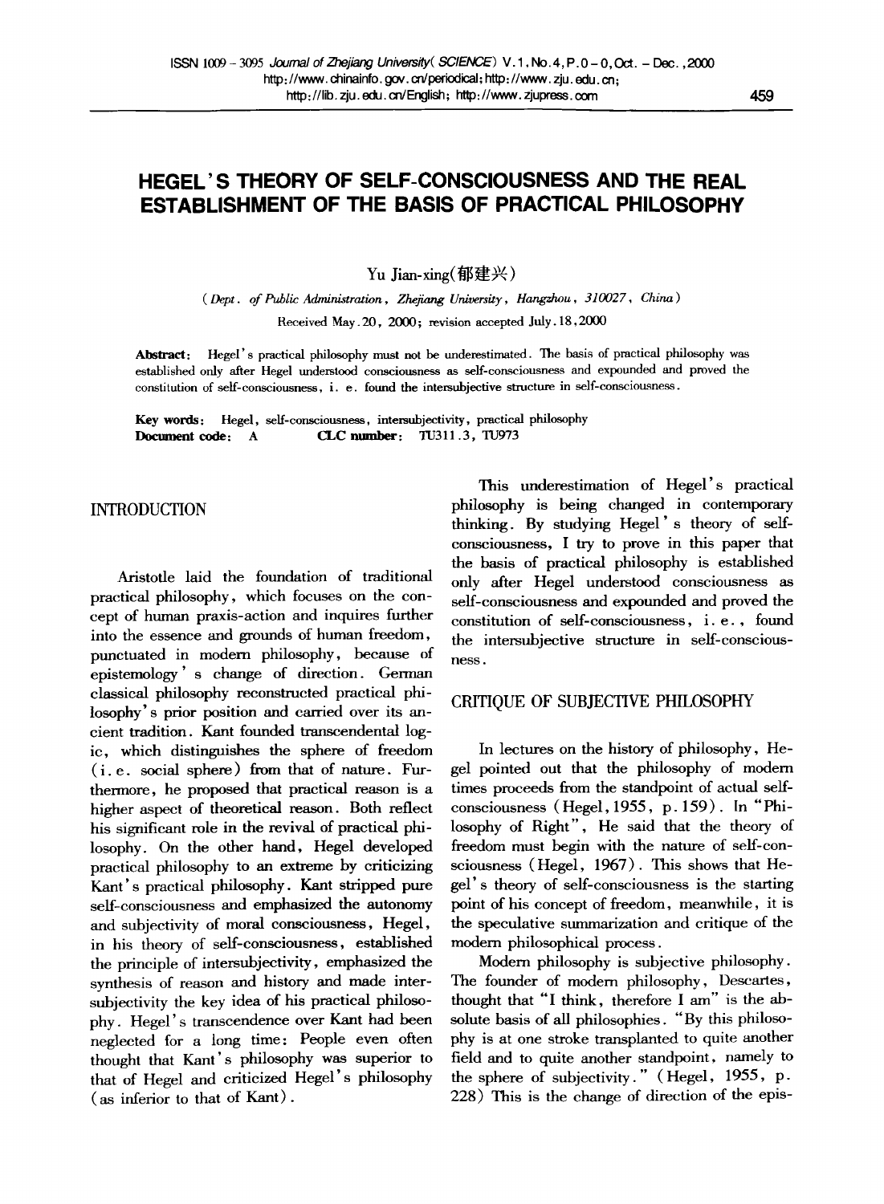# HEGEL'S THEORY OF SELF-CONSCIOUSNESS AND THE REAL ESTABLISHMENT OF THE BASIS OF PRACTICAL PHILOSOPHY

Yu Jian-xing(郁建兴)

(*Dept. of Public Administration, Zhejiang University, Hangzhou, 310027, China*)

Received May.20, 2000; revision accepted July.18, 2000

**Abstract:** Hegel's practical philosophy must not be underestimated. The basis of practical philosophy was established only after Hegel understood consciousness as self-consciousness and expounded and proved the constitution of self-consciousness, i.e. found the intersubjective structure in self-consciousness.

**Key words:** Hegel, self-consciousness, intersubjectivity, practical philosophy
**Document code:** A **CLC number:** TU311.3, TU973

## INTRODUCTION

Aristotle laid the foundation of traditional practical philosophy, which focuses on the concept of human praxis-action and inquires further into the essence and grounds of human freedom, punctuated in modern philosophy, because of epistemology's change of direction. German classical philosophy reconstructed practical philosophy's prior position and carried over its ancient tradition. Kant founded transcendental logic, which distinguishes the sphere of freedom (i.e. social sphere) from that of nature. Furthermore, he proposed that practical reason is a higher aspect of theoretical reason. Both reflect his significant role in the revival of practical philosophy. On the other hand, Hegel developed practical philosophy to an extreme by criticizing Kant's practical philosophy. Kant stripped pure self-consciousness and emphasized the autonomy and subjectivity of moral consciousness, Hegel, in his theory of self-consciousness, established the principle of intersubjectivity, emphasized the synthesis of reason and history and made intersubjectivity the key idea of his practical philosophy. Hegel's transcendence over Kant had been neglected for a long time: People even often thought that Kant's philosophy was superior to that of Hegel and criticized Hegel's philosophy (as inferior to that of Kant).

This underestimation of Hegel's practical philosophy is being changed in contemporary thinking. By studying Hegel's theory of self-consciousness, I try to prove in this paper that the basis of practical philosophy is established only after Hegel understood consciousness as self-consciousness and expounded and proved the constitution of self-consciousness, i.e., found the intersubjective structure in self-consciousness.

## CRITIQUE OF SUBJECTIVE PHILOSOPHY

In lectures on the history of philosophy, Hegel pointed out that the philosophy of modern times proceeds from the standpoint of actual self-consciousness (Hegel, 1955, p.159). In "Philosophy of Right", He said that the theory of freedom must begin with the nature of self-consciousness (Hegel, 1967). This shows that Hegel's theory of self-consciousness is the starting point of his concept of freedom, meanwhile, it is the speculative summarization and critique of the modern philosophical process.

Modern philosophy is subjective philosophy. The founder of modern philosophy, Descartes, thought that "I think, therefore I am" is the absolute basis of all philosophies. "By this philosophy is at one stroke transplanted to quite another field and to quite another standpoint, namely to the sphere of subjectivity." (Hegel, 1955, p. 228) This is the change of direction of the epis-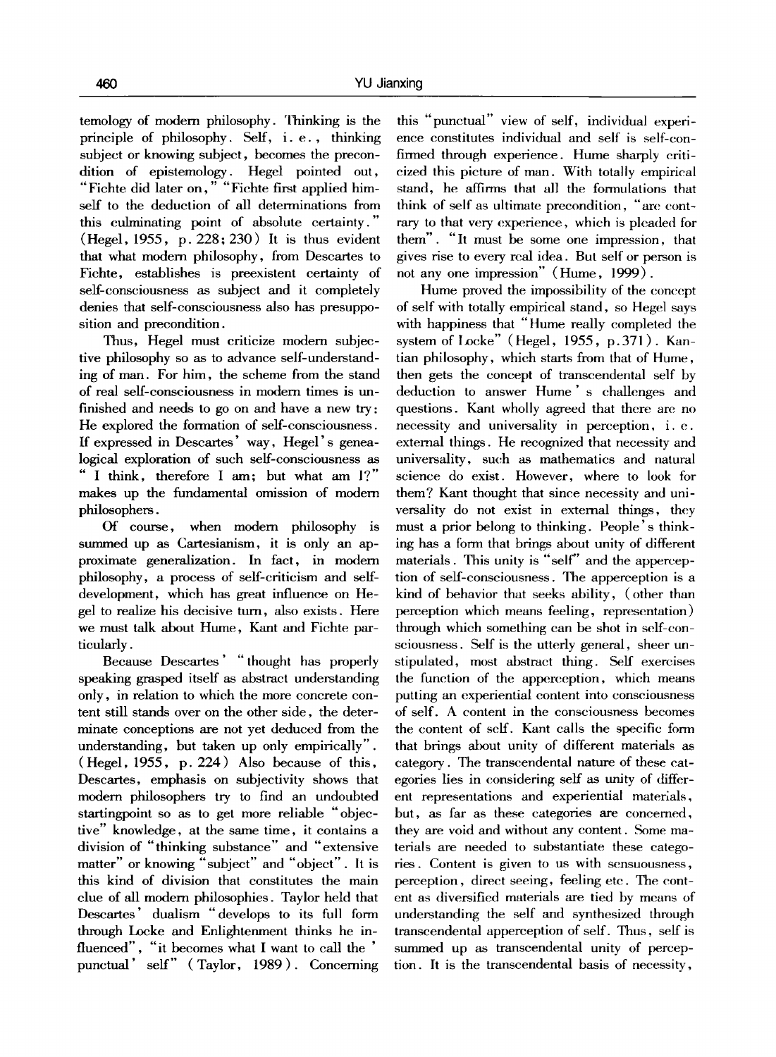temology of modern philosophy. Thinking is the principle of philosophy. Self, i. e., thinking subject or knowing subject, becomes the precondition of epistemology. Hegel pointed out, "Fichte did later on," "Fichte first applied himself to the deduction of all determinations from this culminating point of absolute certainty." (Hegel, 1955, p. 228; 230) It is thus evident that what modern philosophy, from Descartes to Fichte, establishes is preexistent certainty of self-consciousness as subject and it completely denies that self-consciousness also has presupposition and precondition.

Thus, Hegel must criticize modern subjective philosophy so as to advance self-understanding of man. For him, the scheme from the stand of real self-consciousness in modern times is unfinished and needs to go on and have a new try: He explored the formation of self-consciousness. If expressed in Descartes' way, Hegel's genealogical exploration of such self-consciousness as " I think, therefore I am; but what am I?" makes up the fundamental omission of modern philosophers.

Of course, when modern philosophy is summed up as Cartesianism, it is only an approximate generalization. In fact, in modern philosophy, a process of self-criticism and self-development, which has great influence on Hegel to realize his decisive turn, also exists. Here we must talk about Hume, Kant and Fichte particularly.

Because Descartes' "thought has properly speaking grasped itself as abstract understanding only, in relation to which the more concrete content still stands over on the other side, the determinate conceptions are not yet deduced from the understanding, but taken up only empirically". (Hegel, 1955, p. 224) Also because of this, Descartes, emphasis on subjectivity shows that modern philosophers try to find an undoubted startingpoint so as to get more reliable "objective" knowledge, at the same time, it contains a division of "thinking substance" and "extensive matter" or knowing "subject" and "object". It is this kind of division that constitutes the main clue of all modern philosophies. Taylor held that Descartes' dualism "develops to its full form through Locke and Enlightenment thinks he influenced", "it becomes what I want to call the ' punctual' self" (Taylor, 1989). Concerning this "punctual" view of self, individual experience constitutes individual and self is self-confirmed through experience. Hume sharply criticized this picture of man. With totally empirical stand, he affirms that all the formulations that think of self as ultimate precondition, "are contrary to that very experience, which is pleaded for them". "It must be some one impression, that gives rise to every real idea. But self or person is not any one impression" (Hume, 1999).

Hume proved the impossibility of the concept of self with totally empirical stand, so Hegel says with happiness that "Hume really completed the system of Locke" (Hegel, 1955, p.371). Kantian philosophy, which starts from that of Hume, then gets the concept of transcendental self by deduction to answer Hume's challenges and questions. Kant wholly agreed that there are no necessity and universality in perception, i. e. external things. He recognized that necessity and universality, such as mathematics and natural science do exist. However, where to look for them? Kant thought that since necessity and universality do not exist in external things, they must a prior belong to thinking. People's thinking has a form that brings about unity of different materials. This unity is "self" and the apperception of self-consciousness. The apperception is a kind of behavior that seeks ability, (other than perception which means feeling, representation) through which something can be shot in self-consciousness. Self is the utterly general, sheer unstipulated, most abstract thing. Self exercises the function of the apperception, which means putting an experiential content into consciousness of self. A content in the consciousness becomes the content of self. Kant calls the specific form that brings about unity of different materials as category. The transcendental nature of these categories lies in considering self as unity of different representations and experiential materials, but, as far as these categories are concerned, they are void and without any content. Some materials are needed to substantiate these categories. Content is given to us with sensuousness, perception, direct seeing, feeling etc. The content as diversified materials are tied by means of understanding the self and synthesized through transcendental apperception of self. Thus, self is summed up as transcendental unity of perception. It is the transcendental basis of necessity,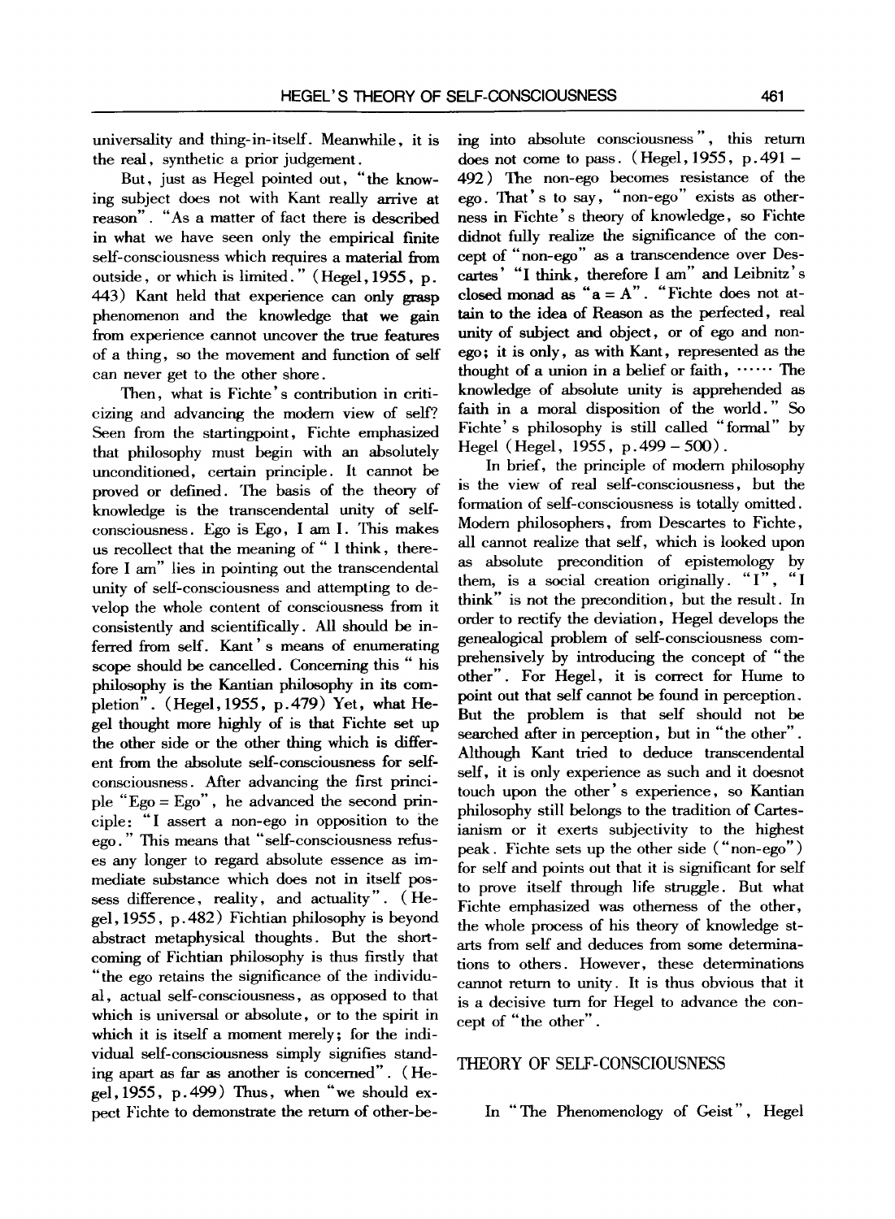universality and thing-in-itself. Meanwhile, it is the real, synthetic a prior judgement.

But, just as Hegel pointed out, "the knowing subject does not with Kant really arrive at reason". "As a matter of fact there is described in what we have seen only the empirical finite self-consciousness which requires a material from outside, or which is limited." (Hegel, 1955, p.443) Kant held that experience can only grasp phenomenon and the knowledge that we gain from experience cannot uncover the true features of a thing, so the movement and function of self can never get to the other shore.

Then, what is Fichte's contribution in criticizing and advancing the modern view of self? Seen from the startingpoint, Fichte emphasized that philosophy must begin with an absolutely unconditioned, certain principle. It cannot be proved or defined. The basis of the theory of knowledge is the transcendental unity of self-consciousness. Ego is Ego, I am I. This makes us recollect that the meaning of " I think, therefore I am" lies in pointing out the transcendental unity of self-consciousness and attempting to develop the whole content of consciousness from it consistently and scientifically. All should be inferred from self. Kant's means of enumerating scope should be cancelled. Concerning this " his philosophy is the Kantian philosophy in its completion". (Hegel, 1955, p.479) Yet, what Hegel thought more highly of is that Fichte set up the other side or the other thing which is different from the absolute self-consciousness for self-consciousness. After advancing the first principle "Ego = Ego", he advanced the second principle: "I assert a non-ego in opposition to the ego." This means that "self-consciousness refuses any longer to regard absolute essence as immediate substance which does not in itself possess difference, reality, and actuality". (Hegel, 1955, p.482) Fichtian philosophy is beyond abstract metaphysical thoughts. But the shortcoming of Fichtian philosophy is thus firstly that "the ego retains the significance of the individual, actual self-consciousness, as opposed to that which is universal or absolute, or to the spirit in which it is itself a moment merely; for the individual self-consciousness simply signifies standing apart as far as another is concerned". (Hegel, 1955, p.499) Thus, when "we should expect Fichte to demonstrate the return of other-being into absolute consciousness", this return does not come to pass. (Hegel, 1955, p.491 – 492) The non-ego becomes resistance of the ego. That's to say, "non-ego" exists as otherness in Fichte's theory of knowledge, so Fichte didnot fully realize the significance of the concept of "non-ego" as a transcendence over Descartes' "I think, therefore I am" and Leibnitz's closed monad as "a = A". "Fichte does not attain to the idea of Reason as the perfected, real unity of subject and object, or of ego and non-ego; it is only, as with Kant, represented as the thought of a union in a belief or faith, …… The knowledge of absolute unity is apprehended as faith in a moral disposition of the world." So Fichte's philosophy is still called "formal" by Hegel (Hegel, 1955, p.499 – 500).

In brief, the principle of modern philosophy is the view of real self-consciousness, but the formation of self-consciousness is totally omitted. Modern philosophers, from Descartes to Fichte, all cannot realize that self, which is looked upon as absolute precondition of epistemology by them, is a social creation originally. "I", "I think" is not the precondition, but the result. In order to rectify the deviation, Hegel develops the genealogical problem of self-consciousness comprehensively by introducing the concept of "the other". For Hegel, it is correct for Hume to point out that self cannot be found in perception. But the problem is that self should not be searched after in perception, but in "the other". Although Kant tried to deduce transcendental self, it is only experience as such and it doesnot touch upon the other's experience, so Kantian philosophy still belongs to the tradition of Cartesianism or it exerts subjectivity to the highest peak. Fichte sets up the other side ("non-ego") for self and points out that it is significant for self to prove itself through life struggle. But what Fichte emphasized was otherness of the other, the whole process of his theory of knowledge starts from self and deduces from some determinations to others. However, these determinations cannot return to unity. It is thus obvious that it is a decisive turn for Hegel to advance the concept of "the other".

## THEORY OF SELF-CONSCIOUSNESS

In "The Phenomenology of Geist", Hegel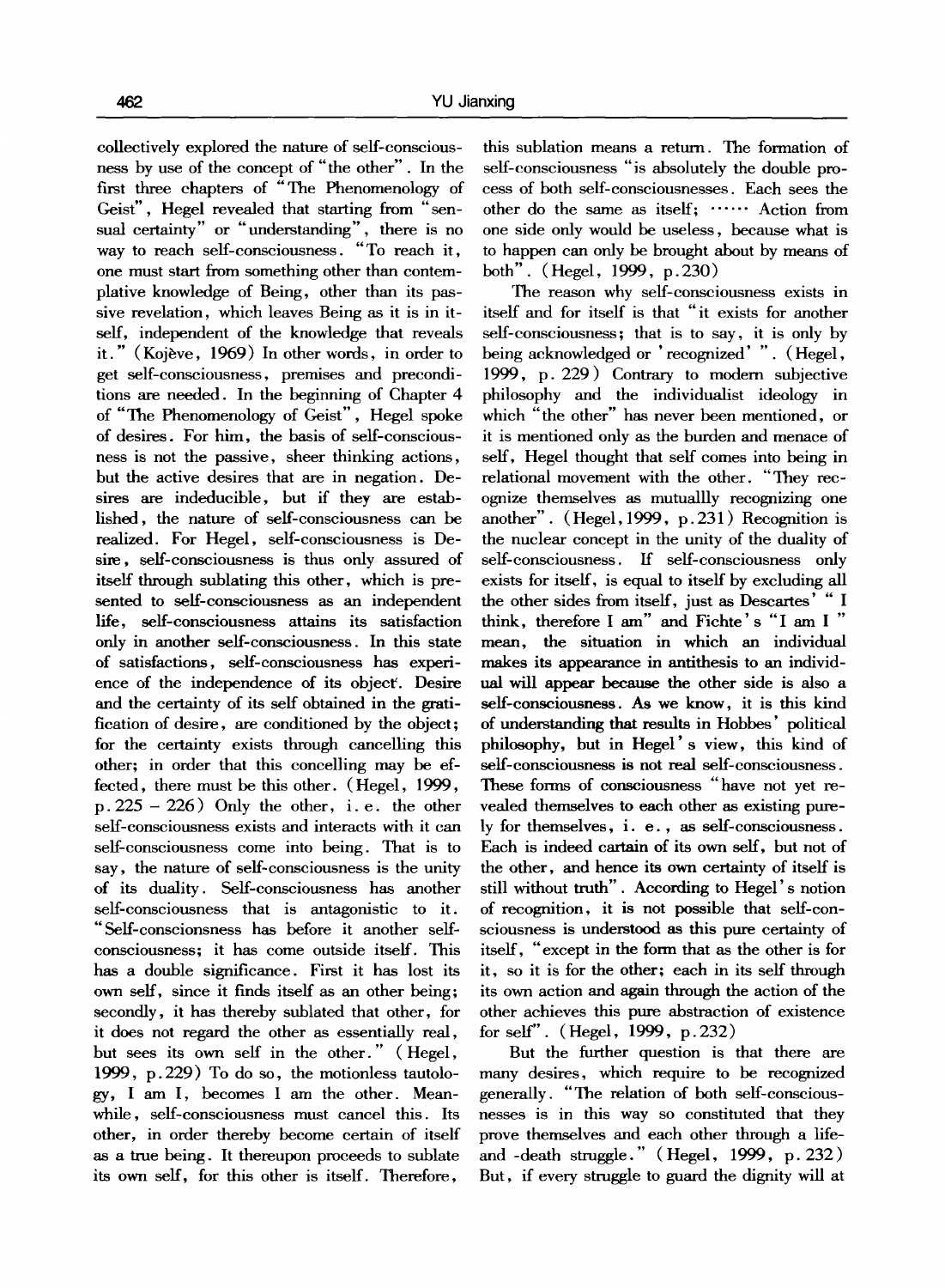collectively explored the nature of self-consciousness by use of the concept of "the other". In the first three chapters of "The Phenomenology of Geist", Hegel revealed that starting from "sensual certainty" or "understanding", there is no way to reach self-consciousness. "To reach it, one must start from something other than contemplative knowledge of Being, other than its passive revelation, which leaves Being as it is in itself, independent of the knowledge that reveals it." (Kojève, 1969) In other words, in order to get self-consciousness, premises and preconditions are needed. In the beginning of Chapter 4 of "The Phenomenology of Geist", Hegel spoke of desires. For him, the basis of self-consciousness is not the passive, sheer thinking actions, but the active desires that are in negation. Desires are indeducible, but if they are established, the nature of self-consciousness can be realized. For Hegel, self-consciousness is Desire, self-consciousness is thus only assured of itself through sublating this other, which is presented to self-consciousness as an independent life, self-consciousness attains its satisfaction only in another self-consciousness. In this state of satisfactions, self-consciousness has experience of the independence of its object. Desire and the certainty of its self obtained in the gratification of desire, are conditioned by the object; for the certainty exists through cancelling this other; in order that this concelling may be effected, there must be this other. (Hegel, 1999, p.225 – 226) Only the other, i.e. the other self-consciousness exists and interacts with it can self-consciousness come into being. That is to say, the nature of self-consciousness is the unity of its duality. Self-consciousness has another self-consciousness that is antagonistic to it. "Self-consciousness has before it another self-consciousness; it has come outside itself. This has a double significance. First it has lost its own self, since it finds itself as an other being; secondly, it has thereby sublated that other, for it does not regard the other as essentially real, but sees its own self in the other." (Hegel, 1999, p.229) To do so, the motionless tautology, I am I, becomes I am the other. Meanwhile, self-consciousness must cancel this. Its other, in order thereby become certain of itself as a true being. It thereupon proceeds to sublate its own self, for this other is itself. Therefore, this sublation means a return. The formation of self-consciousness "is absolutely the double process of both self-consciousnesses. Each sees the other do the same as itself; …… Action from one side only would be useless, because what is to happen can only be brought about by means of both". (Hegel, 1999, p.230)

The reason why self-consciousness exists in itself and for itself is that "it exists for another self-consciousness; that is to say, it is only by being acknowledged or 'recognized' ". (Hegel, 1999, p. 229) Contrary to modern subjective philosophy and the individualist ideology in which "the other" has never been mentioned, or it is mentioned only as the burden and menace of self, Hegel thought that self comes into being in relational movement with the other. "They recognize themselves as mutuallly recognizing one another". (Hegel, 1999, p.231) Recognition is the nuclear concept in the unity of the duality of self-consciousness. If self-consciousness only exists for itself, is equal to itself by excluding all the other sides from itself, just as Descartes' " I think, therefore I am" and Fichte's "I am I " mean, the situation in which an individual makes its appearance in antithesis to an individual will appear because the other side is also a self-consciousness. As we know, it is this kind of understanding that results in Hobbes' political philosophy, but in Hegel's view, this kind of self-consciousness is not real self-consciousness. These forms of consciousness "have not yet revealed themselves to each other as existing purely for themselves, i. e., as self-consciousness. Each is indeed cartain of its own self, but not of the other, and hence its own certainty of itself is still without truth". According to Hegel's notion of recognition, it is not possible that self-consciousness is understood as this pure certainty of itself, "except in the form that as the other is for it, so it is for the other; each in its self through its own action and again through the action of the other achieves this pure abstraction of existence for self". (Hegel, 1999, p.232)

But the further question is that there are many desires, which require to be recognized generally. "The relation of both self-consciousnesses is in this way so constituted that they prove themselves and each other through a life- and -death struggle." (Hegel, 1999, p.232) But, if every struggle to guard the dignity will at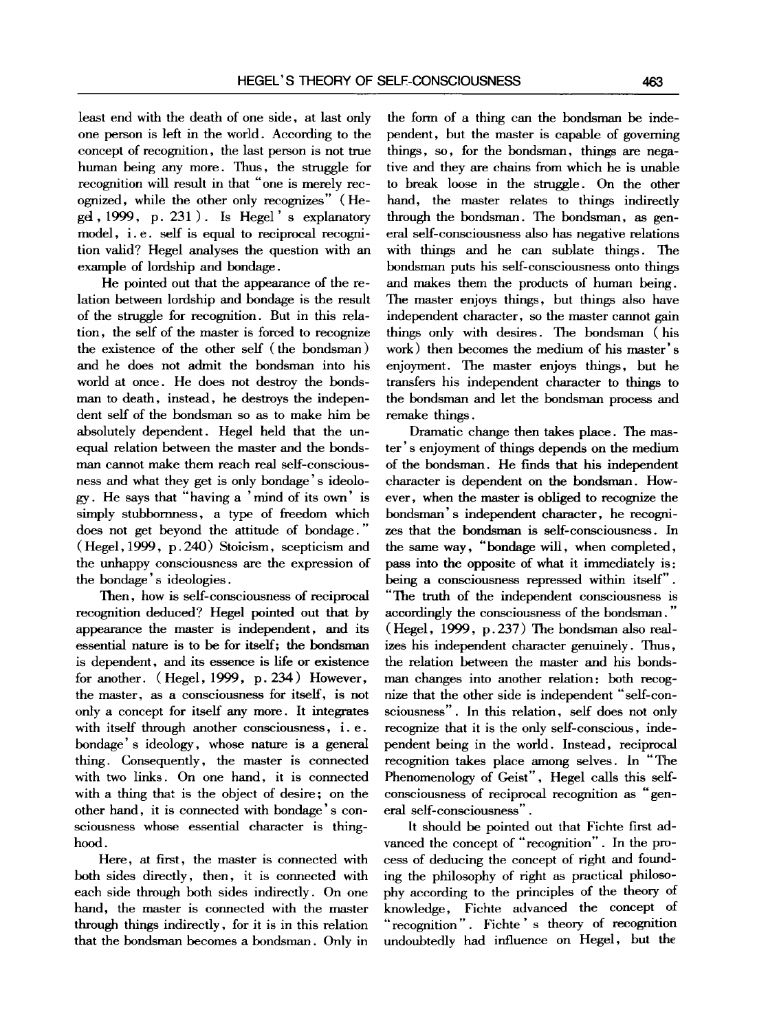least end with the death of one side, at last only one person is left in the world. According to the concept of recognition, the last person is not true human being any more. Thus, the struggle for recognition will result in that "one is merely recognized, while the other only recognizes" (Hegel, 1999, p. 231). Is Hegel's explanatory model, i.e. self is equal to reciprocal recognition valid? Hegel analyses the question with an example of lordship and bondage.

He pointed out that the appearance of the relation between lordship and bondage is the result of the struggle for recognition. But in this relation, the self of the master is forced to recognize the existence of the other self (the bondsman) and he does not admit the bondsman into his world at once. He does not destroy the bondsman to death, instead, he destroys the independent self of the bondsman so as to make him be absolutely dependent. Hegel held that the unequal relation between the master and the bondsman cannot make them reach real self-consciousness and what they get is only bondage's ideology. He says that "having a 'mind of its own' is simply stubbornness, a type of freedom which does not get beyond the attitude of bondage." (Hegel, 1999, p.240) Stoicism, scepticism and the unhappy consciousness are the expression of the bondage's ideologies.

Then, how is self-consciousness of reciprocal recognition deduced? Hegel pointed out that by appearance the master is independent, and its essential nature is to be for itself; the bondsman is dependent, and its essence is life or existence for another. (Hegel, 1999, p. 234) However, the master, as a consciousness for itself, is not only a concept for itself any more. It integrates with itself through another consciousness, i.e. bondage's ideology, whose nature is a general thing. Consequently, the master is connected with two links. On one hand, it is connected with a thing that is the object of desire; on the other hand, it is connected with bondage's consciousness whose essential character is thinghood.

Here, at first, the master is connected with both sides directly, then, it is connected with each side through both sides indirectly. On one hand, the master is connected with the master through things indirectly, for it is in this relation that the bondsman becomes a bondsman. Only in the form of a thing can the bondsman be independent, but the master is capable of governing things, so, for the bondsman, things are negative and they are chains from which he is unable to break loose in the struggle. On the other hand, the master relates to things indirectly through the bondsman. The bondsman, as general self-consciousness also has negative relations with things and he can sublate things. The bondsman puts his self-consciousness onto things and makes them the products of human being. The master enjoys things, but things also have independent character, so the master cannot gain things only with desires. The bondsman (his work) then becomes the medium of his master's enjoyment. The master enjoys things, but he transfers his independent character to things to the bondsman and let the bondsman process and remake things.

Dramatic change then takes place. The master's enjoyment of things depends on the medium of the bondsman. He finds that his independent character is dependent on the bondsman. However, when the master is obliged to recognize the bondsman's independent character, he recognizes that the bondsman is self-consciousness. In the same way, "bondage will, when completed, pass into the opposite of what it immediately is: being a consciousness repressed within itself". "The truth of the independent consciousness is accordingly the consciousness of the bondsman." (Hegel, 1999, p.237) The bondsman also realizes his independent character genuinely. Thus, the relation between the master and his bondsman changes into another relation: both recognize that the other side is independent "self-consciousness". In this relation, self does not only recognize that it is the only self-conscious, independent being in the world. Instead, reciprocal recognition takes place among selves. In "The Phenomenology of Geist", Hegel calls this self-consciousness of reciprocal recognition as "general self-consciousness".

It should be pointed out that Fichte first advanced the concept of "recognition". In the process of deducing the concept of right and founding the philosophy of right as practical philosophy according to the principles of the theory of knowledge, Fichte advanced the concept of "recognition". Fichte's theory of recognition undoubtedly had influence on Hegel, but the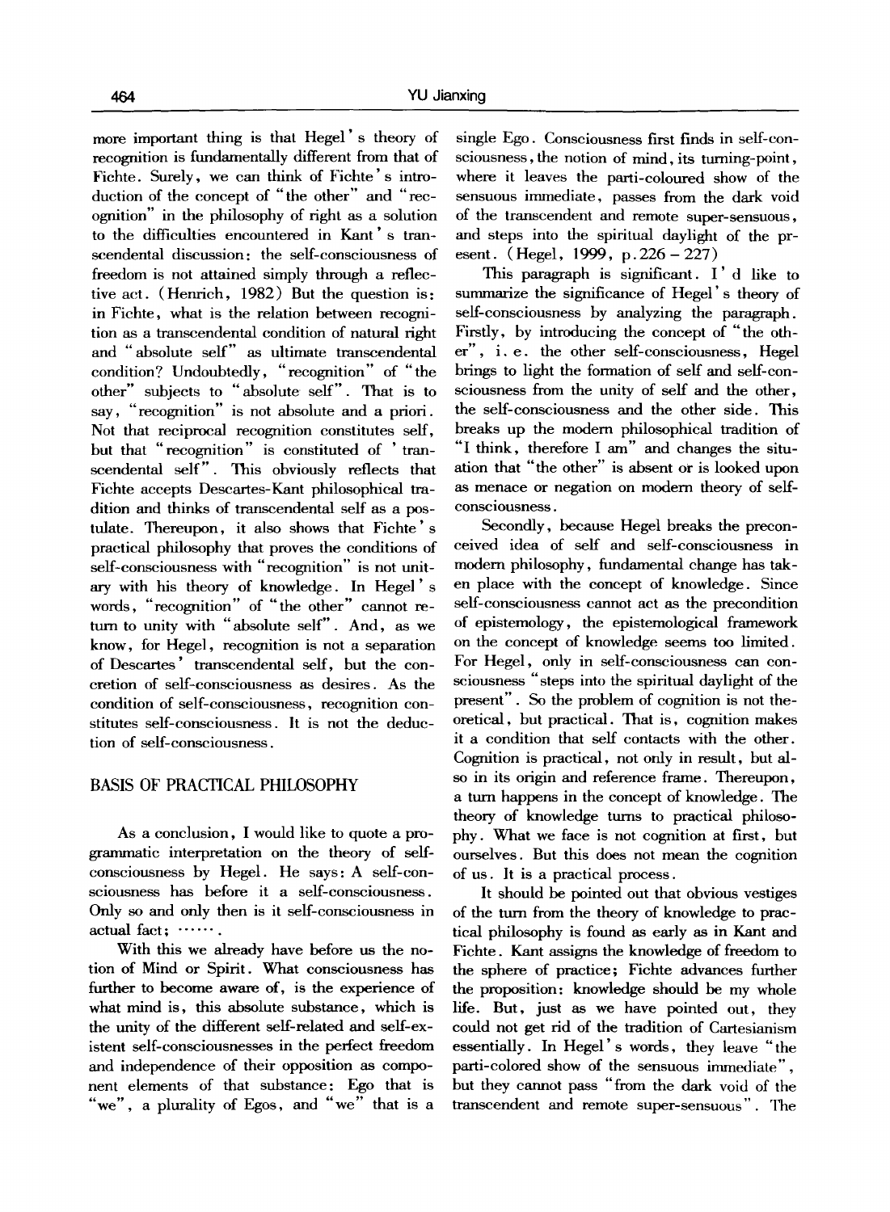more important thing is that Hegel's theory of recognition is fundamentally different from that of Fichte. Surely, we can think of Fichte's introduction of the concept of "the other" and "recognition" in the philosophy of right as a solution to the difficulties encountered in Kant's transcendental discussion: the self-consciousness of freedom is not attained simply through a reflective act. (Henrich, 1982) But the question is: in Fichte, what is the relation between recognition as a transcendental condition of natural right and "absolute self" as ultimate transcendental condition? Undoubtedly, "recognition" of "the other" subjects to "absolute self". That is to say, "recognition" is not absolute and a priori. Not that reciprocal recognition constitutes self, but that "recognition" is constituted of 'transcendental self". This obviously reflects that Fichte accepts Descartes-Kant philosophical tradition and thinks of transcendental self as a postulate. Thereupon, it also shows that Fichte's practical philosophy that proves the conditions of self-consciousness with "recognition" is not unitary with his theory of knowledge. In Hegel's words, "recognition" of "the other" cannot return to unity with "absolute self". And, as we know, for Hegel, recognition is not a separation of Descartes' transcendental self, but the concretion of self-consciousness as desires. As the condition of self-consciousness, recognition constitutes self-consciousness. It is not the deduction of self-consciousness.

## BASIS OF PRACTICAL PHILOSOPHY

As a conclusion, I would like to quote a programmatic interpretation on the theory of self-consciousness by Hegel. He says: A self-consciousness has before it a self-consciousness. Only so and only then is it self-consciousness in actual fact; …….

With this we already have before us the notion of Mind or Spirit. What consciousness has further to become aware of, is the experience of what mind is, this absolute substance, which is the unity of the different self-related and self-existent self-consciousnesses in the perfect freedom and independence of their opposition as component elements of that substance: Ego that is "we", a plurality of Egos, and "we" that is a single Ego. Consciousness first finds in self-consciousness, the notion of mind, its turning-point, where it leaves the parti-coloured show of the sensuous immediate, passes from the dark void of the transcendent and remote super-sensuous, and steps into the spiritual daylight of the present. (Hegel, 1999, p.226 – 227)

This paragraph is significant. I'd like to summarize the significance of Hegel's theory of self-consciousness by analyzing the paragraph. Firstly, by introducing the concept of "the other", i.e. the other self-consciousness, Hegel brings to light the formation of self and self-consciousness from the unity of self and the other, the self-consciousness and the other side. This breaks up the modern philosophical tradition of "I think, therefore I am" and changes the situation that "the other" is absent or is looked upon as menace or negation on modern theory of self-consciousness.

Secondly, because Hegel breaks the preconceived idea of self and self-consciousness in modern philosophy, fundamental change has taken place with the concept of knowledge. Since self-consciousness cannot act as the precondition of epistemology, the epistemological framework on the concept of knowledge seems too limited. For Hegel, only in self-consciousness can consciousness "steps into the spiritual daylight of the present". So the problem of cognition is not theoretical, but practical. That is, cognition makes it a condition that self contacts with the other. Cognition is practical, not only in result, but also in its origin and reference frame. Thereupon, a turn happens in the concept of knowledge. The theory of knowledge turns to practical philosophy. What we face is not cognition at first, but ourselves. But this does not mean the cognition of us. It is a practical process.

It should be pointed out that obvious vestiges of the turn from the theory of knowledge to practical philosophy is found as early as in Kant and Fichte. Kant assigns the knowledge of freedom to the sphere of practice; Fichte advances further the proposition: knowledge should be my whole life. But, just as we have pointed out, they could not get rid of the tradition of Cartesianism essentially. In Hegel's words, they leave "the parti-colored show of the sensuous immediate", but they cannot pass "from the dark void of the transcendent and remote super-sensuous". The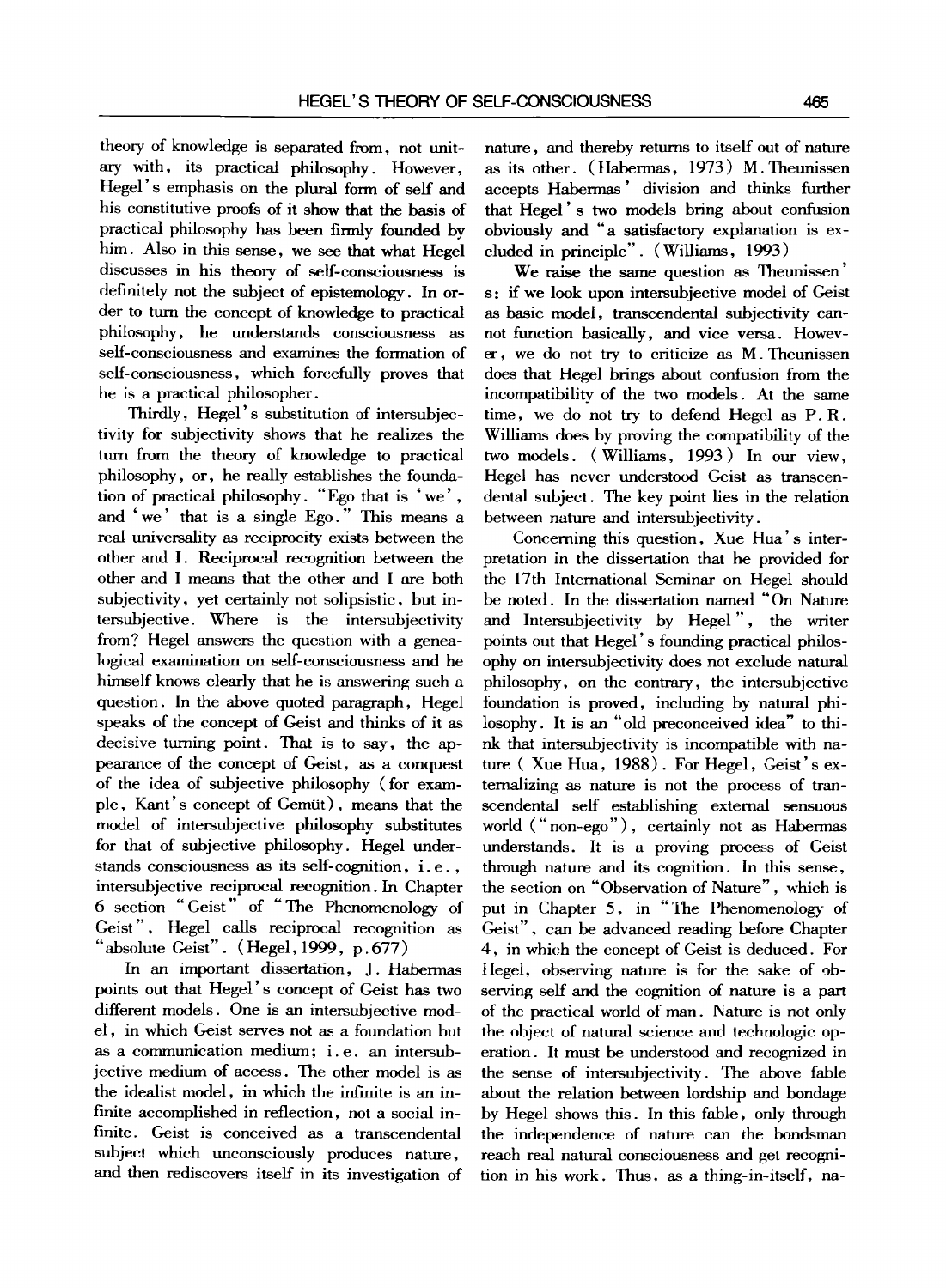theory of knowledge is separated from, not unitary with, its practical philosophy. However, Hegel's emphasis on the plural form of self and his constitutive proofs of it show that the basis of practical philosophy has been firmly founded by him. Also in this sense, we see that what Hegel discusses in his theory of self-consciousness is definitely not the subject of epistemology. In order to turn the concept of knowledge to practical philosophy, he understands consciousness as self-consciousness and examines the formation of self-consciousness, which forcefully proves that he is a practical philosopher.

Thirdly, Hegel's substitution of intersubjectivity for subjectivity shows that he realizes the turn from the theory of knowledge to practical philosophy, or, he really establishes the foundation of practical philosophy. "Ego that is 'we', and 'we' that is a single Ego." This means a real universality as reciprocity exists between the other and I. Reciprocal recognition between the other and I means that the other and I are both subjectivity, yet certainly not solipsistic, but intersubjective. Where is the intersubjectivity from? Hegel answers the question with a genealogical examination on self-consciousness and he himself knows clearly that he is answering such a question. In the above quoted paragraph, Hegel speaks of the concept of Geist and thinks of it as decisive turning point. That is to say, the appearance of the concept of Geist, as a conquest of the idea of subjective philosophy (for example, Kant's concept of Gemüt), means that the model of intersubjective philosophy substitutes for that of subjective philosophy. Hegel understands consciousness as its self-cognition, i.e., intersubjective reciprocal recognition. In Chapter 6 section "Geist" of "The Phenomenology of Geist", Hegel calls reciprocal recognition as "absolute Geist". (Hegel, 1999, p.677)

In an important dissertation, J. Habermas points out that Hegel's concept of Geist has two different models. One is an intersubjective model, in which Geist serves not as a foundation but as a communication medium; i.e. an intersubjective medium of access. The other model is as the idealist model, in which the infinite is an infinite accomplished in reflection, not a social infinite. Geist is conceived as a transcendental subject which unconsciously produces nature, and then rediscovers itself in its investigation of nature, and thereby returns to itself out of nature as its other. (Habermas, 1973) M. Theunissen accepts Habermas' division and thinks further that Hegel's two models bring about confusion obviously and "a satisfactory explanation is excluded in principle". (Williams, 1993)

We raise the same question as Theunissen's: if we look upon intersubjective model of Geist as basic model, transcendental subjectivity cannot function basically, and vice versa. However, we do not try to criticize as M. Theunissen does that Hegel brings about confusion from the incompatibility of the two models. At the same time, we do not try to defend Hegel as P. R. Williams does by proving the compatibility of the two models. (Williams, 1993) In our view, Hegel has never understood Geist as transcendental subject. The key point lies in the relation between nature and intersubjectivity.

Concerning this question, Xue Hua's interpretation in the dissertation that he provided for the 17th International Seminar on Hegel should be noted. In the dissertation named "On Nature and Intersubjectivity by Hegel", the writer points out that Hegel's founding practical philosophy on intersubjectivity does not exclude natural philosophy, on the contrary, the intersubjective foundation is proved, including by natural philosophy. It is an "old preconceived idea" to think that intersubjectivity is incompatible with nature (Xue Hua, 1988). For Hegel, Geist's externalizing as nature is not the process of transcendental self establishing external sensuous world ("non-ego"), certainly not as Habermas understands. It is a proving process of Geist through nature and its cognition. In this sense, the section on "Observation of Nature", which is put in Chapter 5, in "The Phenomenology of Geist", can be advanced reading before Chapter 4, in which the concept of Geist is deduced. For Hegel, observing nature is for the sake of observing self and the cognition of nature is a part of the practical world of man. Nature is not only the object of natural science and technologic operation. It must be understood and recognized in the sense of intersubjectivity. The above fable about the relation between lordship and bondage by Hegel shows this. In this fable, only through the independence of nature can the bondsman reach real natural consciousness and get recognition in his work. Thus, as a thing-in-itself, na-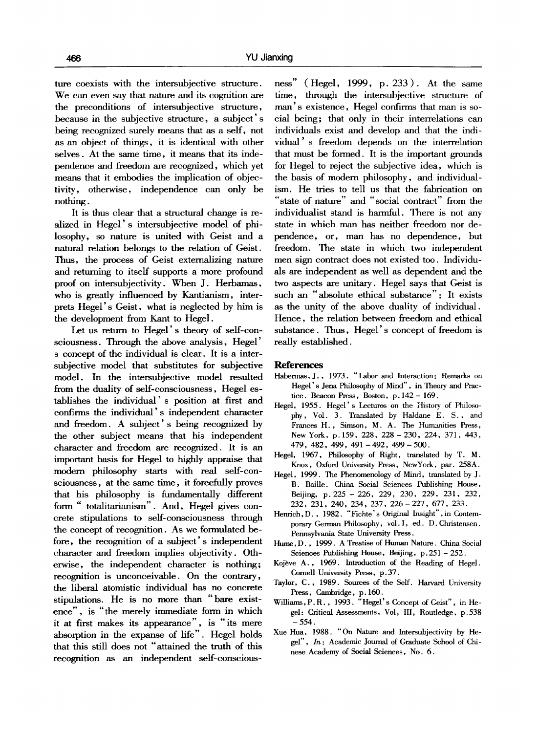ture coexists with the intersubjective structure. We can even say that nature and its cognition are the preconditions of intersubjective structure, because in the subjective structure, a subject's being recognized surely means that as a self, not as an object of things, it is identical with other selves. At the same time, it means that its independence and freedom are recognized, which yet means that it embodies the implication of objectivity, otherwise, independence can only be nothing.

It is thus clear that a structural change is realized in Hegel's intersubjective model of philosophy, so nature is united with Geist and a natural relation belongs to the relation of Geist. Thus, the process of Geist externalizing nature and returning to itself supports a more profound proof on intersubjectivity. When J. Herbamas, who is greatly influenced by Kantianism, interprets Hegel's Geist, what is neglected by him is the development from Kant to Hegel.

Let us return to Hegel's theory of self-consciousness. Through the above analysis, Hegel's concept of the individual is clear. It is a intersubjective model that substitutes for subjective model. In the intersubjective model resulted from the duality of self-consciousness, Hegel establishes the individual's position at first and confirms the individual's independent character and freedom. A subject's being recognized by the other subject means that his independent character and freedom are recognized. It is an important basis for Hegel to highly appraise that modern philosophy starts with real self-consciousness, at the same time, it forcefully proves that his philosophy is fundamentally different form " totalitarianism". And, Hegel gives concrete stipulations to self-consciousness through the concept of recognition. As we formulated before, the recognition of a subject's independent character and freedom implies objectivity. Otherwise, the independent character is nothing; recognition is unconceivable. On the contrary, the liberal atomistic individual has no concrete stipulations. He is no more than "bare existence", is "the merely immediate form in which it at first makes its appearance", is "its mere absorption in the expanse of life". Hegel holds that this still does not "attained the truth of this recognition as an independent self-consciousness" (Hegel, 1999, p. 233). At the same time, through the intersubjective structure of man's existence, Hegel confirms that man is social being; that only in their interrelations can individuals exist and develop and that the individual's freedom depends on the interrelation that must be formed. It is the important grounds for Hegel to reject the subjective idea, which is the basis of modern philosophy, and individualism. He tries to tell us that the fabrication on "state of nature" and "social contract" from the individualist stand is harmful. There is not any state in which man has neither freedom nor dependence, or, man has no dependence, but freedom. The state in which two independent men sign contract does not existed too. Individuals are independent as well as dependent and the two aspects are unitary. Hegel says that Geist is such an "absolute ethical substance": It exists as the unity of the above duality of individual. Hence, the relation between freedom and ethical substance. Thus, Hegel's concept of freedom is really established.

## References

Habermas, J., 1973. "Labor and Interaction: Remarks on Hegel's Jena Philosophy of Mind", in Theory and Practice. Beacon Press, Boston, p.142 – 169.

Hegel, 1955. Hegel's Lectures on the History of Philosophy, Vol. 3. Translated by Haldane E. S., and Frances H., Simson, M. A. The Humanities Press, New York, p.159, 228, 228 – 230, 224, 371, 443, 479, 482, 499, 491 – 492, 499 – 500.

Hegel, 1967, Philosophy of Right, translated by T. M. Knox, Oxford University Press, NewYork, par. 258A.

Hegel, 1999. The Phenomenology of Mind, translated by J. B. Baille. China Social Sciences Publishing House, Beijing, p. 225 – 226, 229, 230, 229, 231, 232, 232, 231, 240, 234, 237, 226 – 227, 677, 233.

Henrich, D., 1982. "Fichte's Original Insight", in Contemporary German Philosophy, vol. I, ed. D. Christensen. Pennsylvania State University Press.

Hume, D., 1999. A Treatise of Human Nature. China Social Sciences Publishing House, Beijing, p.251 – 252.

Kojève A., 1969. Introduction of the Reading of Hegel. Cornell University Press, p.37.

Taylor, C., 1989. Sources of the Self. Harvard University Press, Cambridge, p.160.

Williams, P. R., 1993. "Hegel's Concept of Geist", in Hegel: Critical Assessments, Vol, III, Routledge, p.538 – 554.

Xue Hua, 1988. "On Nature and Intersubjectivity by Hegel", *In*: Academic Journal of Graduate School of Chinese Academy of Social Sciences, No. 6.